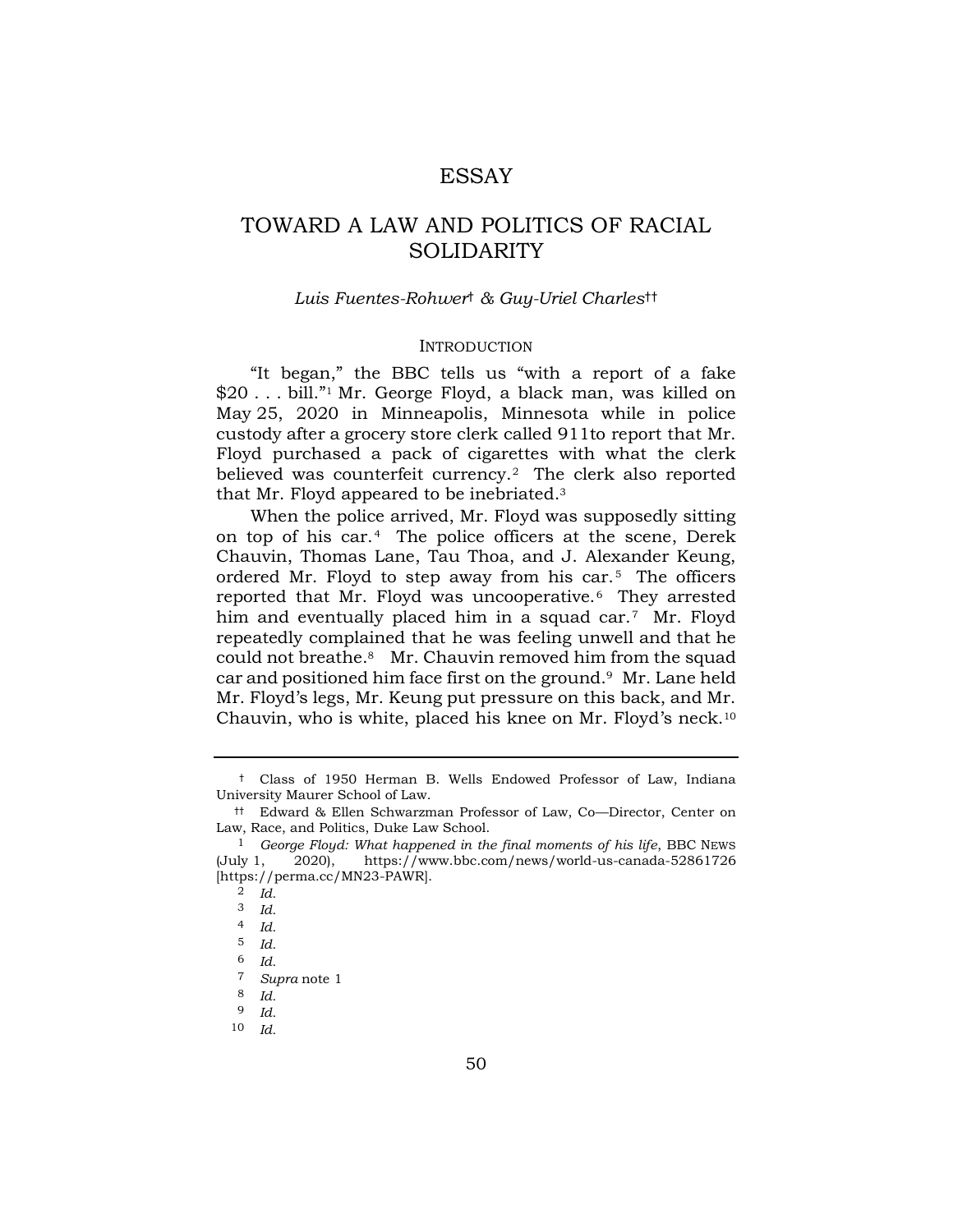# ESSAY

# TOWARD A LAW AND POLITICS OF RACIAL SOLIDARITY

*Luis Fuentes-Rohwer*† *& Guy-Uriel Charles*††

## INTRODUCTION

"It began," the BBC tells us "with a report of a fake $20 . . . bill."[1] Mr. George Floyd, a black man, was killed on May 25, 2020 in Minneapolis, Minnesota while in police custody after a grocery store clerk called 911to report that Mr. Floyd purchased a pack of cigarettes with what the clerk believed was counterfeit currency.[2] The clerk also reported that Mr. Floyd appeared to be inebriated.[3]

When the police arrived, Mr. Floyd was supposedly sitting on top of his car.[4] The police officers at the scene, Derek Chauvin, Thomas Lane, Tau Thoa, and J. Alexander Keung, ordered Mr. Floyd to step away from his car.[5] The officers reported that Mr. Floyd was uncooperative.[6] They arrested him and eventually placed him in a squad car.[7] Mr. Floyd repeatedly complained that he was feeling unwell and that he could not breathe.[8] Mr. Chauvin removed him from the squad car and positioned him face first on the ground.[9] Mr. Lane held Mr. Floyd's legs, Mr. Keung put pressure on this back, and Mr. Chauvin, who is white, placed his knee on Mr. Floyd's neck.[10]

---

† Class of 1950 Herman B. Wells Endowed Professor of Law, Indiana University Maurer School of Law.

†† Edward & Ellen Schwarzman Professor of Law, Co—Director, Center on Law, Race, and Politics, Duke Law School.

1 *George Floyd: What happened in the final moments of his life*, BBC NEWS (July 1, 2020), https://www.bbc.com/news/world-us-canada-52861726 [https://perma.cc/MN23-PAWR].

2 *Id.*

3 *Id.*

4 *Id.*

5 *Id.*

6 *Id.*

7 *Supra* note 1

8 *Id.*

9 *Id.*

10 *Id.*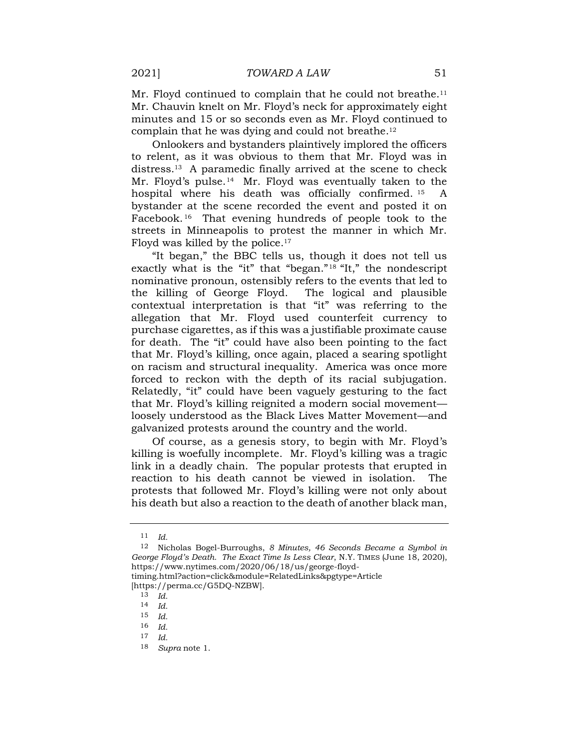Mr. Floyd continued to complain that he could not breathe.[11] Mr. Chauvin knelt on Mr. Floyd's neck for approximately eight minutes and 15 or so seconds even as Mr. Floyd continued to complain that he was dying and could not breathe.[12]

Onlookers and bystanders plaintively implored the officers to relent, as it was obvious to them that Mr. Floyd was in distress.[13] A paramedic finally arrived at the scene to check Mr. Floyd's pulse.[14] Mr. Floyd was eventually taken to the hospital where his death was officially confirmed.[15] A bystander at the scene recorded the event and posted it on Facebook.[16] That evening hundreds of people took to the streets in Minneapolis to protest the manner in which Mr. Floyd was killed by the police.[17]

"It began," the BBC tells us, though it does not tell us exactly what is the "it" that "began."[18] "It," the nondescript nominative pronoun, ostensibly refers to the events that led to the killing of George Floyd. The logical and plausible contextual interpretation is that "it" was referring to the allegation that Mr. Floyd used counterfeit currency to purchase cigarettes, as if this was a justifiable proximate cause for death. The "it" could have also been pointing to the fact that Mr. Floyd's killing, once again, placed a searing spotlight on racism and structural inequality. America was once more forced to reckon with the depth of its racial subjugation. Relatedly, "it" could have been vaguely gesturing to the fact that Mr. Floyd's killing reignited a modern social movement—loosely understood as the Black Lives Matter Movement—and galvanized protests around the country and the world.

Of course, as a genesis story, to begin with Mr. Floyd's killing is woefully incomplete. Mr. Floyd's killing was a tragic link in a deadly chain. The popular protests that erupted in reaction to his death cannot be viewed in isolation. The protests that followed Mr. Floyd's killing were not only about his death but also a reaction to the death of another black man,

---

11 *Id.*

12 Nicholas Bogel-Burroughs, *8 Minutes, 46 Seconds Became a Symbol in George Floyd's Death. The Exact Time Is Less Clear*, N.Y. TIMES (June 18, 2020), https://www.nytimes.com/2020/06/18/us/george-floyd-timing.html?action=click&module=RelatedLinks&pgtype=Article [https://perma.cc/G5DQ-NZBW].

13 *Id.*

14 *Id.*

15 *Id.*

16 *Id.*

17 *Id.*

18 *Supra* note 1.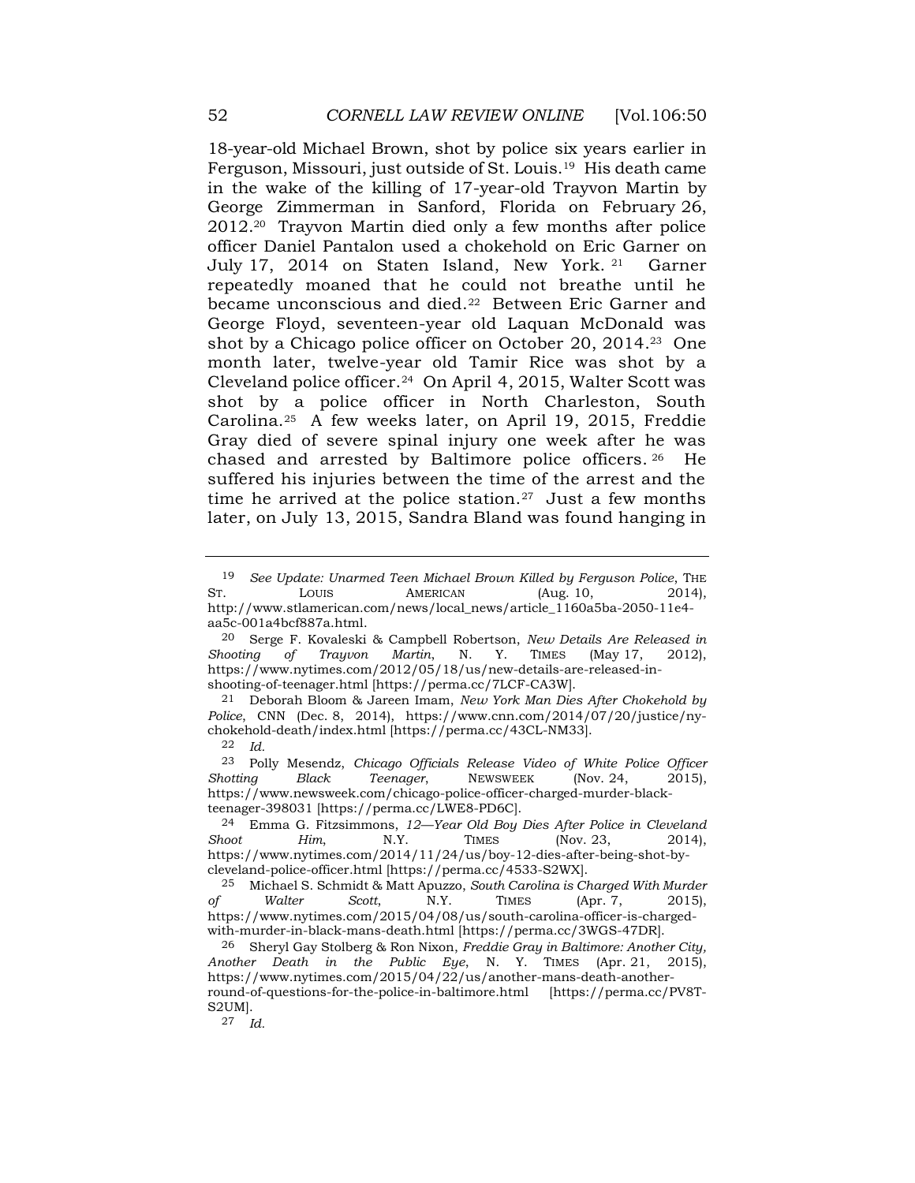18-year-old Michael Brown, shot by police six years earlier in Ferguson, Missouri, just outside of St. Louis.[19] His death came in the wake of the killing of 17-year-old Trayvon Martin by George Zimmerman in Sanford, Florida on February 26, 2012.[20] Trayvon Martin died only a few months after police officer Daniel Pantalon used a chokehold on Eric Garner on July 17, 2014 on Staten Island, New York.[21] Garner repeatedly moaned that he could not breathe until he became unconscious and died.[22] Between Eric Garner and George Floyd, seventeen-year old Laquan McDonald was shot by a Chicago police officer on October 20, 2014.[23] One month later, twelve-year old Tamir Rice was shot by a Cleveland police officer.[24] On April 4, 2015, Walter Scott was shot by a police officer in North Charleston, South Carolina.[25] A few weeks later, on April 19, 2015, Freddie Gray died of severe spinal injury one week after he was chased and arrested by Baltimore police officers.[26] He suffered his injuries between the time of the arrest and the time he arrived at the police station.[27] Just a few months later, on July 13, 2015, Sandra Bland was found hanging in

---

[19] *See Update: Unarmed Teen Michael Brown Killed by Ferguson Police*, THE ST. LOUIS AMERICAN (Aug. 10, 2014), http://www.stlamerican.com/news/local_news/article_1160a5ba-2050-11e4-aa5c-001a4bcf887a.html.

[20] Serge F. Kovaleski & Campbell Robertson, *New Details Are Released in Shooting of Trayvon Martin*, N. Y. TIMES (May 17, 2012), https://www.nytimes.com/2012/05/18/us/new-details-are-released-in-shooting-of-teenager.html [https://perma.cc/7LCF-CA3W].

[21] Deborah Bloom & Jareen Imam, *New York Man Dies After Chokehold by Police*, CNN (Dec. 8, 2014), https://www.cnn.com/2014/07/20/justice/ny-chokehold-death/index.html [https://perma.cc/43CL-NM33].

[22] *Id.*

[23] Polly Mesendz, *Chicago Officials Release Video of White Police Officer Shotting Black Teenager*, NEWSWEEK (Nov. 24, 2015), https://www.newsweek.com/chicago-police-officer-charged-murder-black-teenager-398031 [https://perma.cc/LWE8-PD6C].

[24] Emma G. Fitzsimmons, *12—Year Old Boy Dies After Police in Cleveland Shoot Him*, N.Y. TIMES (Nov. 23, 2014), https://www.nytimes.com/2014/11/24/us/boy-12-dies-after-being-shot-by-cleveland-police-officer.html [https://perma.cc/4533-S2WX].

[25] Michael S. Schmidt & Matt Apuzzo, *South Carolina is Charged With Murder of Walter Scott*, N.Y. TIMES (Apr. 7, 2015), https://www.nytimes.com/2015/04/08/us/south-carolina-officer-is-charged-with-murder-in-black-mans-death.html [https://perma.cc/3WGS-47DR].

[26] Sheryl Gay Stolberg & Ron Nixon, *Freddie Gray in Baltimore: Another City, Another Death in the Public Eye*, N. Y. TIMES (Apr. 21, 2015), https://www.nytimes.com/2015/04/22/us/another-mans-death-another-round-of-questions-for-the-police-in-baltimore.html [https://perma.cc/PV8T-S2UM].

[27] *Id.*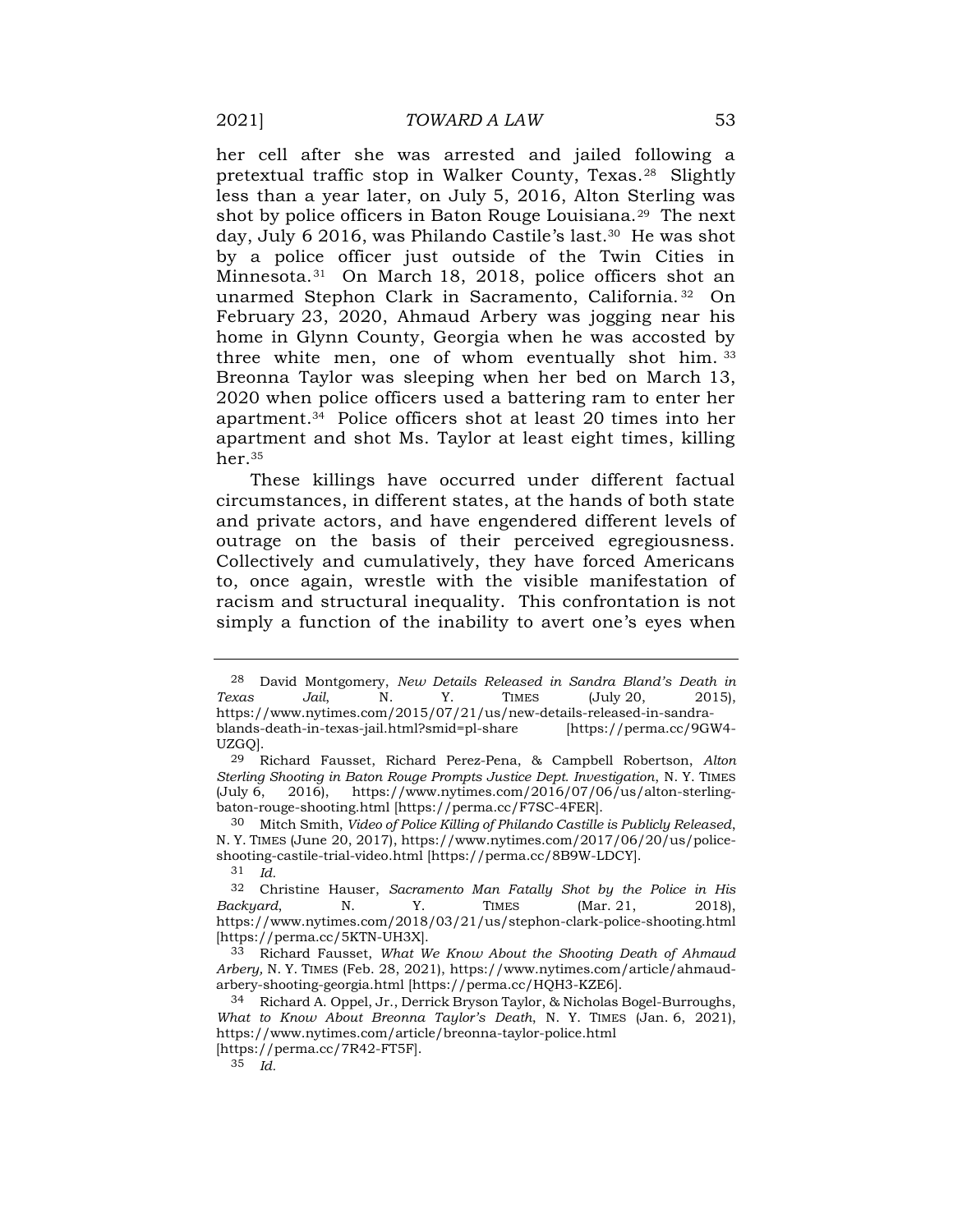her cell after she was arrested and jailed following a pretextual traffic stop in Walker County, Texas.[28] Slightly less than a year later, on July 5, 2016, Alton Sterling was shot by police officers in Baton Rouge Louisiana.[29] The next day, July 6 2016, was Philando Castile's last.[30] He was shot by a police officer just outside of the Twin Cities in Minnesota.[31] On March 18, 2018, police officers shot an unarmed Stephon Clark in Sacramento, California.[32] On February 23, 2020, Ahmaud Arbery was jogging near his home in Glynn County, Georgia when he was accosted by three white men, one of whom eventually shot him.[33] Breonna Taylor was sleeping when her bed on March 13, 2020 when police officers used a battering ram to enter her apartment.[34] Police officers shot at least 20 times into her apartment and shot Ms. Taylor at least eight times, killing her.[35]

These killings have occurred under different factual circumstances, in different states, at the hands of both state and private actors, and have engendered different levels of outrage on the basis of their perceived egregiousness. Collectively and cumulatively, they have forced Americans to, once again, wrestle with the visible manifestation of racism and structural inequality. This confrontation is not simply a function of the inability to avert one's eyes when

---

[28] David Montgomery, *New Details Released in Sandra Bland's Death in Texas Jail*, N. Y. TIMES (July 20, 2015), https://www.nytimes.com/2015/07/21/us/new-details-released-in-sandra-blands-death-in-texas-jail.html?smid=pl-share [https://perma.cc/9GW4-UZGQ].

[29] Richard Fausset, Richard Perez-Pena, & Campbell Robertson, *Alton Sterling Shooting in Baton Rouge Prompts Justice Dept. Investigation*, N. Y. TIMES (July 6, 2016), https://www.nytimes.com/2016/07/06/us/alton-sterling-baton-rouge-shooting.html [https://perma.cc/F7SC-4FER].

[30] Mitch Smith, *Video of Police Killing of Philando Castille is Publicly Released*, N. Y. TIMES (June 20, 2017), https://www.nytimes.com/2017/06/20/us/police-shooting-castile-trial-video.html [https://perma.cc/8B9W-LDCY].

[31] *Id.*

[32] Christine Hauser, *Sacramento Man Fatally Shot by the Police in His Backyard*, N. Y. TIMES (Mar. 21, 2018), https://www.nytimes.com/2018/03/21/us/stephon-clark-police-shooting.html [https://perma.cc/5KTN-UH3X].

[33] Richard Fausset, *What We Know About the Shooting Death of Ahmaud Arbery*, N. Y. TIMES (Feb. 28, 2021), https://www.nytimes.com/article/ahmaud-arbery-shooting-georgia.html [https://perma.cc/HQH3-KZE6].

[34] Richard A. Oppel, Jr., Derrick Bryson Taylor, & Nicholas Bogel-Burroughs, *What to Know About Breonna Taylor's Death*, N. Y. TIMES (Jan. 6, 2021), https://www.nytimes.com/article/breonna-taylor-police.html [https://perma.cc/7R42-FT5F].

[35] *Id.*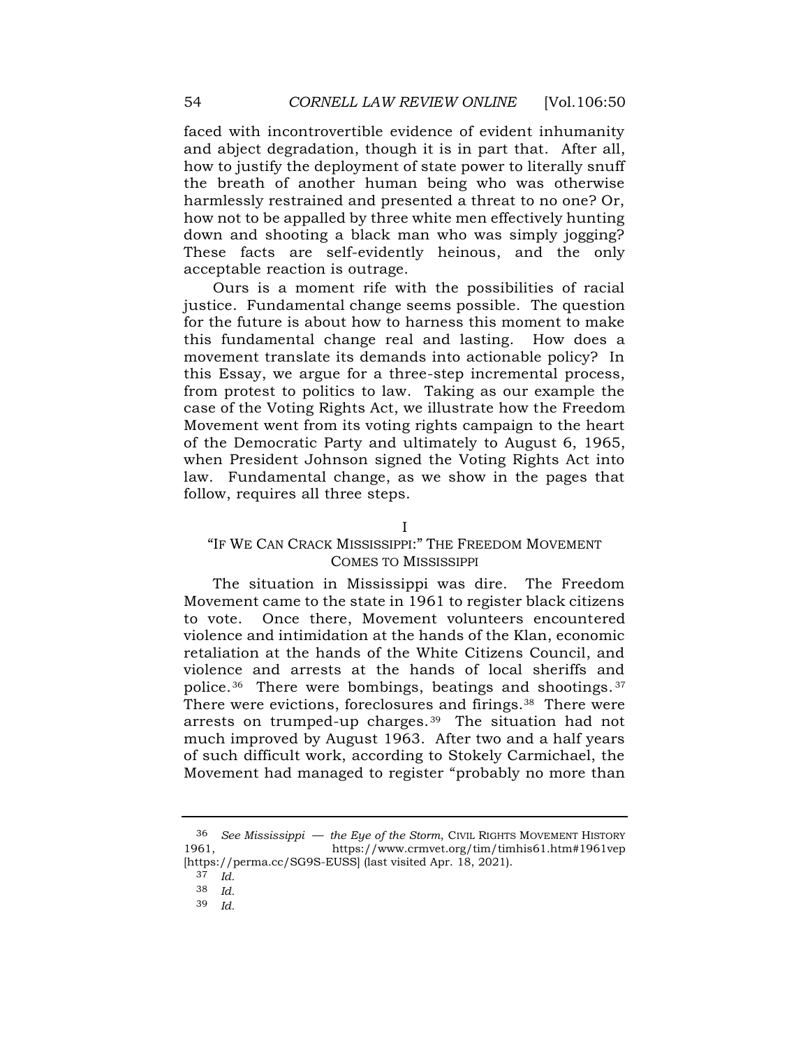faced with incontrovertible evidence of evident inhumanity and abject degradation, though it is in part that. After all, how to justify the deployment of state power to literally snuff the breath of another human being who was otherwise harmlessly restrained and presented a threat to no one? Or, how not to be appalled by three white men effectively hunting down and shooting a black man who was simply jogging? These facts are self-evidently heinous, and the only acceptable reaction is outrage.

Ours is a moment rife with the possibilities of racial justice. Fundamental change seems possible. The question for the future is about how to harness this moment to make this fundamental change real and lasting. How does a movement translate its demands into actionable policy? In this Essay, we argue for a three-step incremental process, from protest to politics to law. Taking as our example the case of the Voting Rights Act, we illustrate how the Freedom Movement went from its voting rights campaign to the heart of the Democratic Party and ultimately to August 6, 1965, when President Johnson signed the Voting Rights Act into law. Fundamental change, as we show in the pages that follow, requires all three steps.

## I
## "IF WE CAN CRACK MISSISSIPPI:" THE FREEDOM MOVEMENT COMES TO MISSISSIPPI

The situation in Mississippi was dire. The Freedom Movement came to the state in 1961 to register black citizens to vote. Once there, Movement volunteers encountered violence and intimidation at the hands of the Klan, economic retaliation at the hands of the White Citizens Council, and violence and arrests at the hands of local sheriffs and police.[36] There were bombings, beatings and shootings.[37] There were evictions, foreclosures and firings.[38] There were arrests on trumped-up charges.[39] The situation had not much improved by August 1963. After two and a half years of such difficult work, according to Stokely Carmichael, the Movement had managed to register "probably no more than

---

[36] *See Mississippi — the Eye of the Storm*, CIVIL RIGHTS MOVEMENT HISTORY 1961, https://www.crmvet.org/tim/timhis61.htm#1961vep [https://perma.cc/SG9S-EUSS] (last visited Apr. 18, 2021).

[37] *Id.*

[38] *Id.*

[39] *Id.*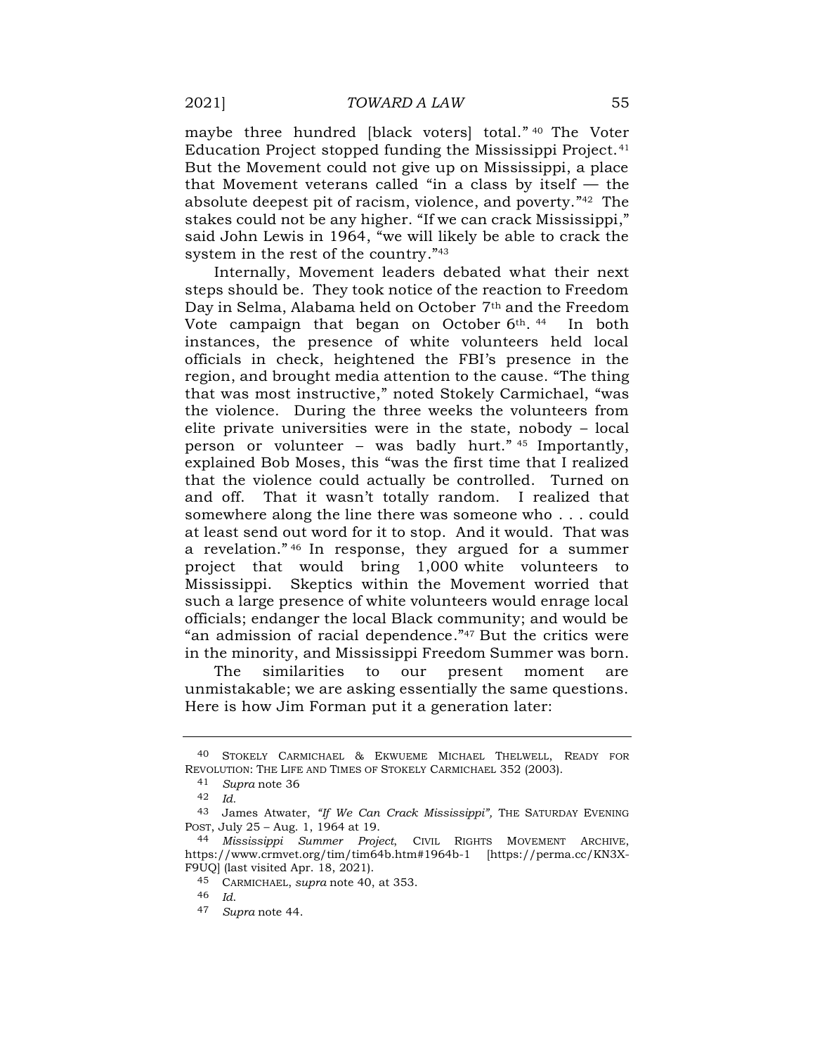maybe three hundred [black voters] total."[40] The Voter Education Project stopped funding the Mississippi Project.[41] But the Movement could not give up on Mississippi, a place that Movement veterans called "in a class by itself — the absolute deepest pit of racism, violence, and poverty."[42] The stakes could not be any higher. "If we can crack Mississippi," said John Lewis in 1964, "we will likely be able to crack the system in the rest of the country."[43]

Internally, Movement leaders debated what their next steps should be. They took notice of the reaction to Freedom Day in Selma, Alabama held on October 7th and the Freedom Vote campaign that began on October 6th.[44] In both instances, the presence of white volunteers held local officials in check, heightened the FBI's presence in the region, and brought media attention to the cause. "The thing that was most instructive," noted Stokely Carmichael, "was the violence. During the three weeks the volunteers from elite private universities were in the state, nobody – local person or volunteer – was badly hurt."[45] Importantly, explained Bob Moses, this "was the first time that I realized that the violence could actually be controlled. Turned on and off. That it wasn't totally random. I realized that somewhere along the line there was someone who . . . could at least send out word for it to stop. And it would. That was a revelation."[46] In response, they argued for a summer project that would bring 1,000 white volunteers to Mississippi. Skeptics within the Movement worried that such a large presence of white volunteers would enrage local officials; endanger the local Black community; and would be "an admission of racial dependence."[47] But the critics were in the minority, and Mississippi Freedom Summer was born.

The similarities to our present moment are unmistakable; we are asking essentially the same questions. Here is how Jim Forman put it a generation later:

---

40 STOKELY CARMICHAEL & EKWUEME MICHAEL THELWELL, READY FOR REVOLUTION: THE LIFE AND TIMES OF STOKELY CARMICHAEL 352 (2003).

41 *Supra* note 36

42 *Id.*

43 James Atwater, *"If We Can Crack Mississippi"*, THE SATURDAY EVENING POST, July 25 – Aug. 1, 1964 at 19.

44 *Mississippi Summer Project*, CIVIL RIGHTS MOVEMENT ARCHIVE, https://www.crmvet.org/tim/tim64b.htm#1964b-1 [https://perma.cc/KN3X-F9UQ] (last visited Apr. 18, 2021).

45 CARMICHAEL, *supra* note 40, at 353.

46 *Id.*

47 *Supra* note 44.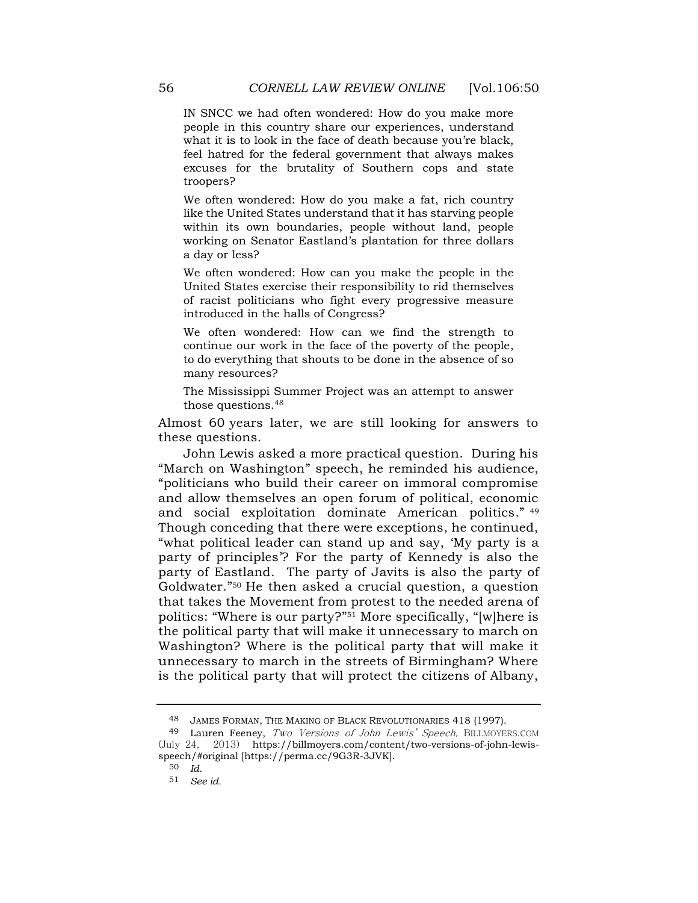> IN SNCC we had often wondered: How do you make more people in this country share our experiences, understand what it is to look in the face of death because you're black, feel hatred for the federal government that always makes excuses for the brutality of Southern cops and state troopers?
>
> We often wondered: How do you make a fat, rich country like the United States understand that it has starving people within its own boundaries, people without land, people working on Senator Eastland's plantation for three dollars a day or less?
>
> We often wondered: How can you make the people in the United States exercise their responsibility to rid themselves of racist politicians who fight every progressive measure introduced in the halls of Congress?
>
> We often wondered: How can we find the strength to continue our work in the face of the poverty of the people, to do everything that shouts to be done in the absence of so many resources?
>
> The Mississippi Summer Project was an attempt to answer those questions.[48]

Almost 60 years later, we are still looking for answers to these questions.

John Lewis asked a more practical question. During his "March on Washington" speech, he reminded his audience, "politicians who build their career on immoral compromise and allow themselves an open forum of political, economic and social exploitation dominate American politics."[49] Though conceding that there were exceptions, he continued, "what political leader can stand up and say, 'My party is a party of principles'? For the party of Kennedy is also the party of Eastland. The party of Javits is also the party of Goldwater."[50] He then asked a crucial question, a question that takes the Movement from protest to the needed arena of politics: "Where is our party?"[51] More specifically, "[w]here is the political party that will make it unnecessary to march on Washington? Where is the political party that will make it unnecessary to march in the streets of Birmingham? Where is the political party that will protect the citizens of Albany,

---

48 JAMES FORMAN, THE MAKING OF BLACK REVOLUTIONARIES 418 (1997).

49 Lauren Feeney, *Two Versions of John Lewis' Speech,* BILLMOYERS.COM (July 24, 2013) https://billmoyers.com/content/two-versions-of-john-lewis-speech/#original [https://perma.cc/9G3R-3JVK].

50 *Id.*

51 *See id.*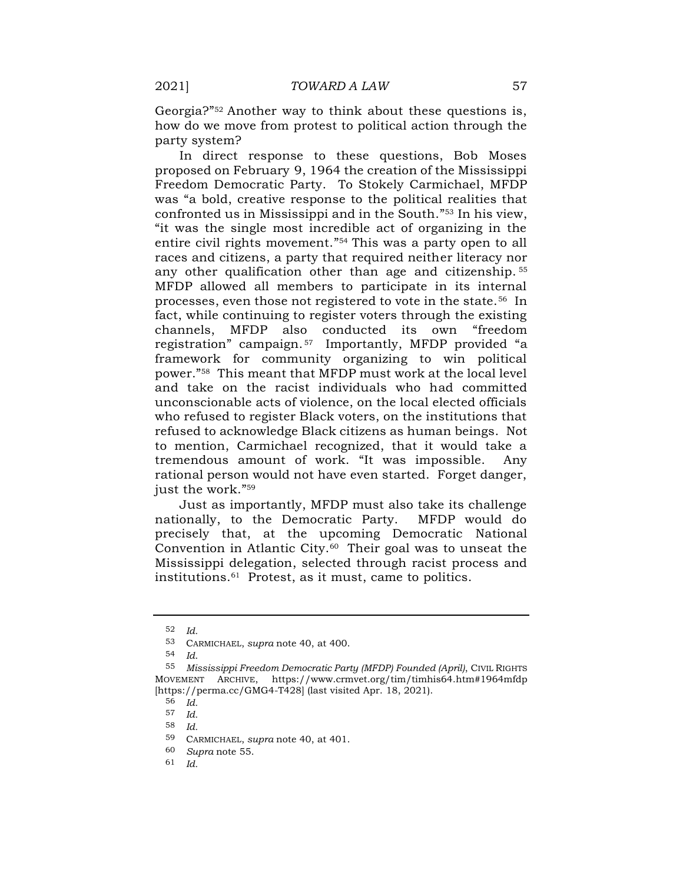Georgia?"[52] Another way to think about these questions is, how do we move from protest to political action through the party system?

In direct response to these questions, Bob Moses proposed on February 9, 1964 the creation of the Mississippi Freedom Democratic Party. To Stokely Carmichael, MFDP was "a bold, creative response to the political realities that confronted us in Mississippi and in the South."[53] In his view, "it was the single most incredible act of organizing in the entire civil rights movement."[54] This was a party open to all races and citizens, a party that required neither literacy nor any other qualification other than age and citizenship.[55] MFDP allowed all members to participate in its internal processes, even those not registered to vote in the state.[56] In fact, while continuing to register voters through the existing channels, MFDP also conducted its own "freedom registration" campaign.[57] Importantly, MFDP provided "a framework for community organizing to win political power."[58] This meant that MFDP must work at the local level and take on the racist individuals who had committed unconscionable acts of violence, on the local elected officials who refused to register Black voters, on the institutions that refused to acknowledge Black citizens as human beings. Not to mention, Carmichael recognized, that it would take a tremendous amount of work. "It was impossible. Any rational person would not have even started. Forget danger, just the work."[59]

Just as importantly, MFDP must also take its challenge nationally, to the Democratic Party. MFDP would do precisely that, at the upcoming Democratic National Convention in Atlantic City.[60] Their goal was to unseat the Mississippi delegation, selected through racist process and institutions.[61] Protest, as it must, came to politics.

---

52 *Id.*

53 CARMICHAEL, *supra* note 40, at 400.

54 *Id.*

55 *Mississippi Freedom Democratic Party (MFDP) Founded (April)*, CIVIL RIGHTS MOVEMENT ARCHIVE, https://www.crmvet.org/tim/timhis64.htm#1964mfdp [https://perma.cc/GMG4-T428] (last visited Apr. 18, 2021).

56 *Id.*

57 *Id.*

58 *Id.*

59 CARMICHAEL, *supra* note 40, at 401.

60 *Supra* note 55.

61 *Id.*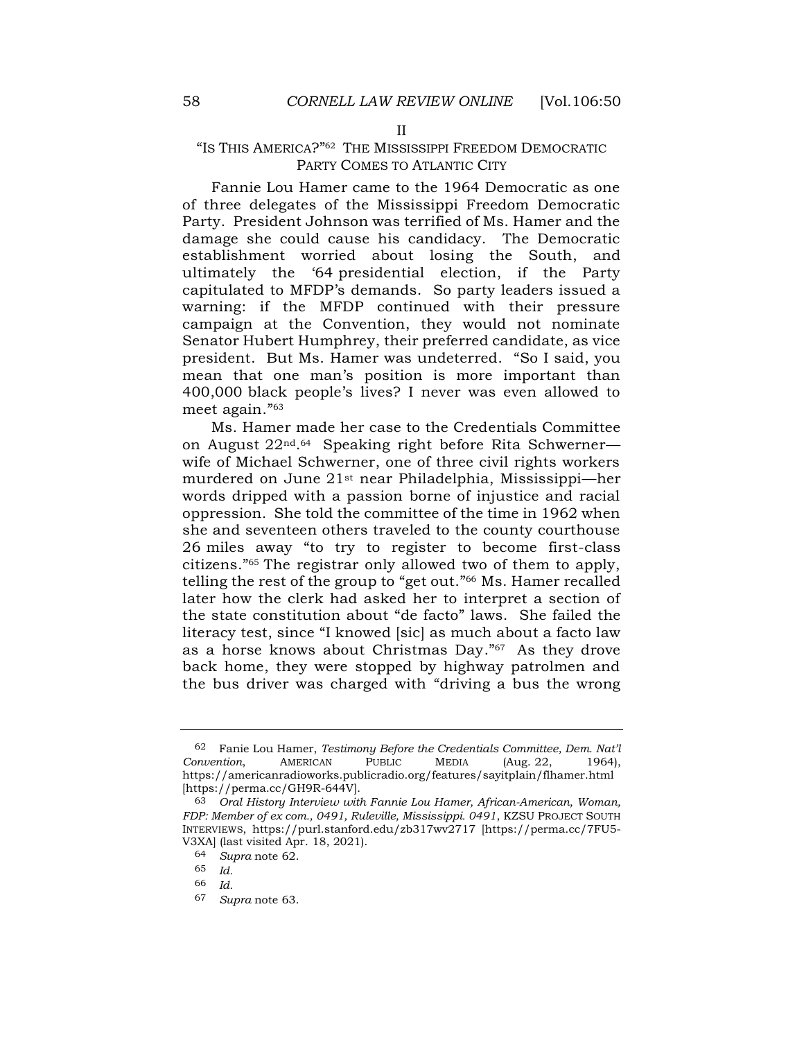## II

## "IS THIS AMERICA?"[62] THE MISSISSIPPI FREEDOM DEMOCRATIC PARTY COMES TO ATLANTIC CITY

Fannie Lou Hamer came to the 1964 Democratic as one of three delegates of the Mississippi Freedom Democratic Party. President Johnson was terrified of Ms. Hamer and the damage she could cause his candidacy. The Democratic establishment worried about losing the South, and ultimately the '64 presidential election, if the Party capitulated to MFDP's demands. So party leaders issued a warning: if the MFDP continued with their pressure campaign at the Convention, they would not nominate Senator Hubert Humphrey, their preferred candidate, as vice president. But Ms. Hamer was undeterred. "So I said, you mean that one man's position is more important than 400,000 black people's lives? I never was even allowed to meet again."[63]

Ms. Hamer made her case to the Credentials Committee on August 22nd.[64] Speaking right before Rita Schwerner—wife of Michael Schwerner, one of three civil rights workers murdered on June 21st near Philadelphia, Mississippi—her words dripped with a passion borne of injustice and racial oppression. She told the committee of the time in 1962 when she and seventeen others traveled to the county courthouse 26 miles away "to try to register to become first-class citizens."[65] The registrar only allowed two of them to apply, telling the rest of the group to "get out."[66] Ms. Hamer recalled later how the clerk had asked her to interpret a section of the state constitution about "de facto" laws. She failed the literacy test, since "I knowed [sic] as much about a facto law as a horse knows about Christmas Day."[67] As they drove back home, they were stopped by highway patrolmen and the bus driver was charged with "driving a bus the wrong

---

62 Fanie Lou Hamer, *Testimony Before the Credentials Committee, Dem. Nat'l Convention*, AMERICAN PUBLIC MEDIA (Aug. 22, 1964), https://americanradioworks.publicradio.org/features/sayitplain/flhamer.html [https://perma.cc/GH9R-644V].

63 *Oral History Interview with Fannie Lou Hamer, African-American, Woman, FDP: Member of ex com., 0491, Ruleville, Mississippi. 0491*, KZSU PROJECT SOUTH INTERVIEWS, https://purl.stanford.edu/zb317wv2717 [https://perma.cc/7FU5-V3XA] (last visited Apr. 18, 2021).

64 *Supra* note 62.

65 *Id.*

66 *Id.*

67 *Supra* note 63.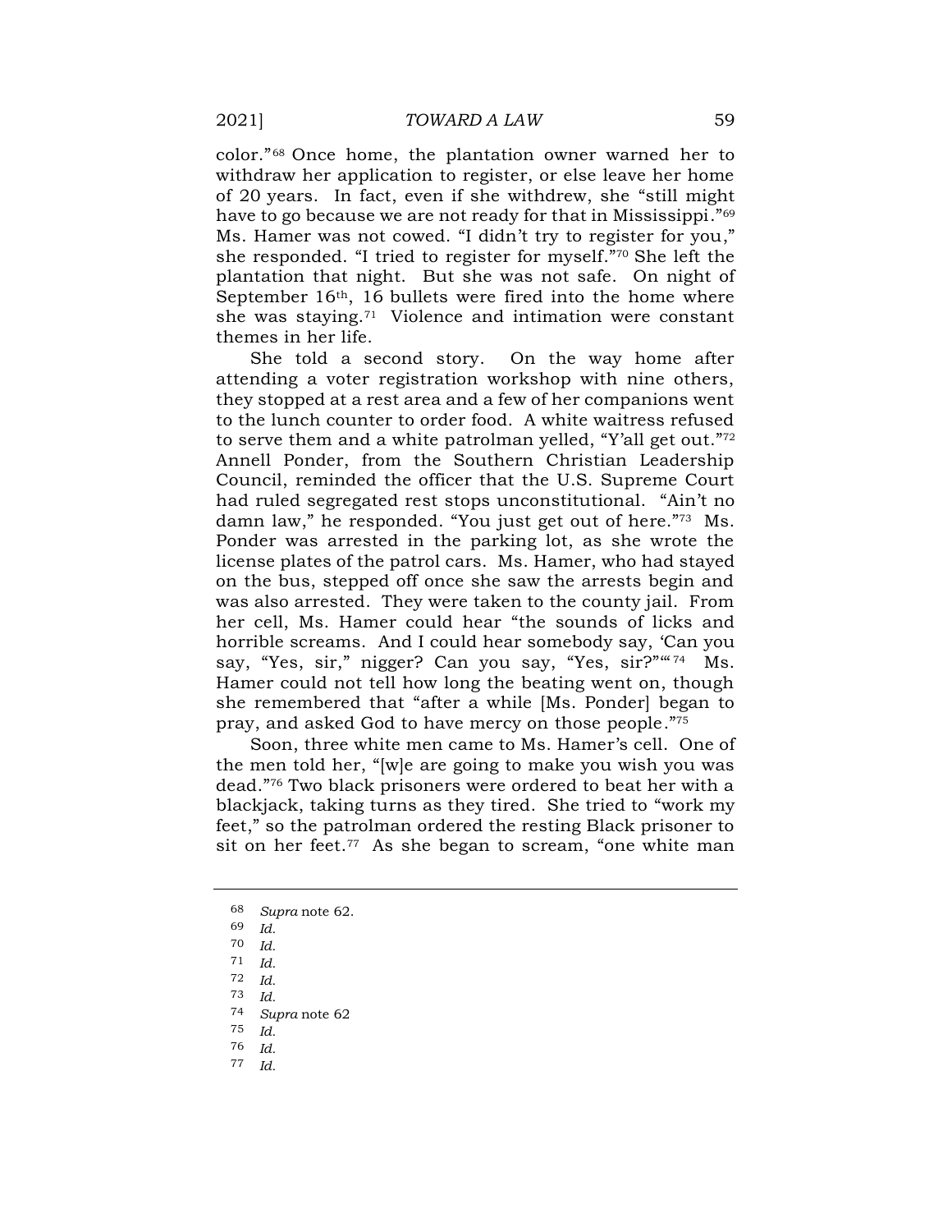color."[68] Once home, the plantation owner warned her to withdraw her application to register, or else leave her home of 20 years. In fact, even if she withdrew, she "still might have to go because we are not ready for that in Mississippi."[69] Ms. Hamer was not cowed. "I didn't try to register for you," she responded. "I tried to register for myself."[70] She left the plantation that night. But she was not safe. On night of September 16th, 16 bullets were fired into the home where she was staying.[71] Violence and intimation were constant themes in her life.

She told a second story. On the way home after attending a voter registration workshop with nine others, they stopped at a rest area and a few of her companions went to the lunch counter to order food. A white waitress refused to serve them and a white patrolman yelled, "Y'all get out."[72] Annell Ponder, from the Southern Christian Leadership Council, reminded the officer that the U.S. Supreme Court had ruled segregated rest stops unconstitutional. "Ain't no damn law," he responded. "You just get out of here."[73] Ms. Ponder was arrested in the parking lot, as she wrote the license plates of the patrol cars. Ms. Hamer, who had stayed on the bus, stepped off once she saw the arrests begin and was also arrested. They were taken to the county jail. From her cell, Ms. Hamer could hear "the sounds of licks and horrible screams. And I could hear somebody say, 'Can you say, "Yes, sir," nigger? Can you say, "Yes, sir?"'"[74] Ms. Hamer could not tell how long the beating went on, though she remembered that "after a while [Ms. Ponder] began to pray, and asked God to have mercy on those people."[75]

Soon, three white men came to Ms. Hamer's cell. One of the men told her, "[w]e are going to make you wish you was dead."[76] Two black prisoners were ordered to beat her with a blackjack, taking turns as they tired. She tried to "work my feet," so the patrolman ordered the resting Black prisoner to sit on her feet.[77] As she began to scream, "one white man

---

[68] *Supra* note 62.

[69] *Id.*

[70] *Id.*

[71] *Id.*

[72] *Id.*

[73] *Id.*

[74] *Supra* note 62

[75] *Id.*

[76] *Id.*

[77] *Id.*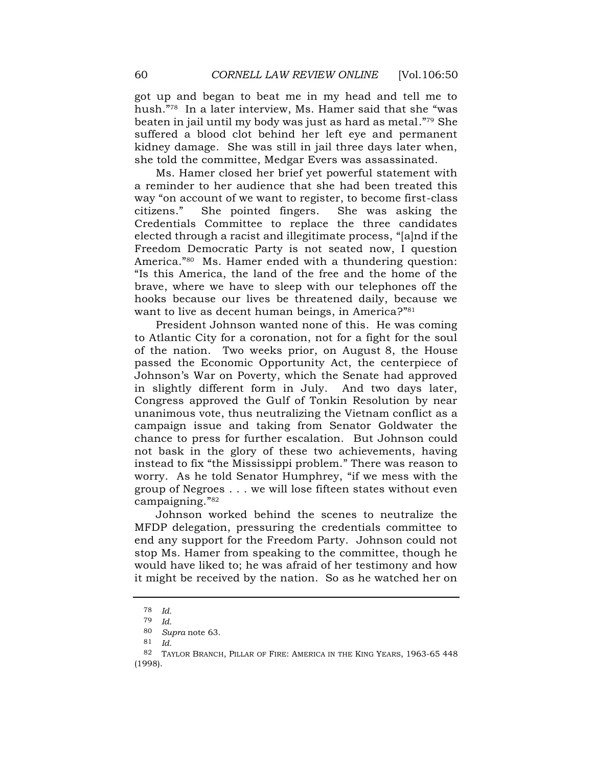got up and began to beat me in my head and tell me to hush."[78] In a later interview, Ms. Hamer said that she "was beaten in jail until my body was just as hard as metal."[79] She suffered a blood clot behind her left eye and permanent kidney damage. She was still in jail three days later when, she told the committee, Medgar Evers was assassinated.

Ms. Hamer closed her brief yet powerful statement with a reminder to her audience that she had been treated this way "on account of we want to register, to become first-class citizens." She pointed fingers. She was asking the Credentials Committee to replace the three candidates elected through a racist and illegitimate process, "[a]nd if the Freedom Democratic Party is not seated now, I question America."[80] Ms. Hamer ended with a thundering question: "Is this America, the land of the free and the home of the brave, where we have to sleep with our telephones off the hooks because our lives be threatened daily, because we want to live as decent human beings, in America?"[81]

President Johnson wanted none of this. He was coming to Atlantic City for a coronation, not for a fight for the soul of the nation. Two weeks prior, on August 8, the House passed the Economic Opportunity Act, the centerpiece of Johnson's War on Poverty, which the Senate had approved in slightly different form in July. And two days later, Congress approved the Gulf of Tonkin Resolution by near unanimous vote, thus neutralizing the Vietnam conflict as a campaign issue and taking from Senator Goldwater the chance to press for further escalation. But Johnson could not bask in the glory of these two achievements, having instead to fix "the Mississippi problem." There was reason to worry. As he told Senator Humphrey, "if we mess with the group of Negroes . . . we will lose fifteen states without even campaigning."[82]

Johnson worked behind the scenes to neutralize the MFDP delegation, pressuring the credentials committee to end any support for the Freedom Party. Johnson could not stop Ms. Hamer from speaking to the committee, though he would have liked to; he was afraid of her testimony and how it might be received by the nation. So as he watched her on

---

78 *Id.*

79 *Id.*

80 *Supra* note 63.

81 *Id.*

82 TAYLOR BRANCH, PILLAR OF FIRE: AMERICA IN THE KING YEARS, 1963-65 448 (1998).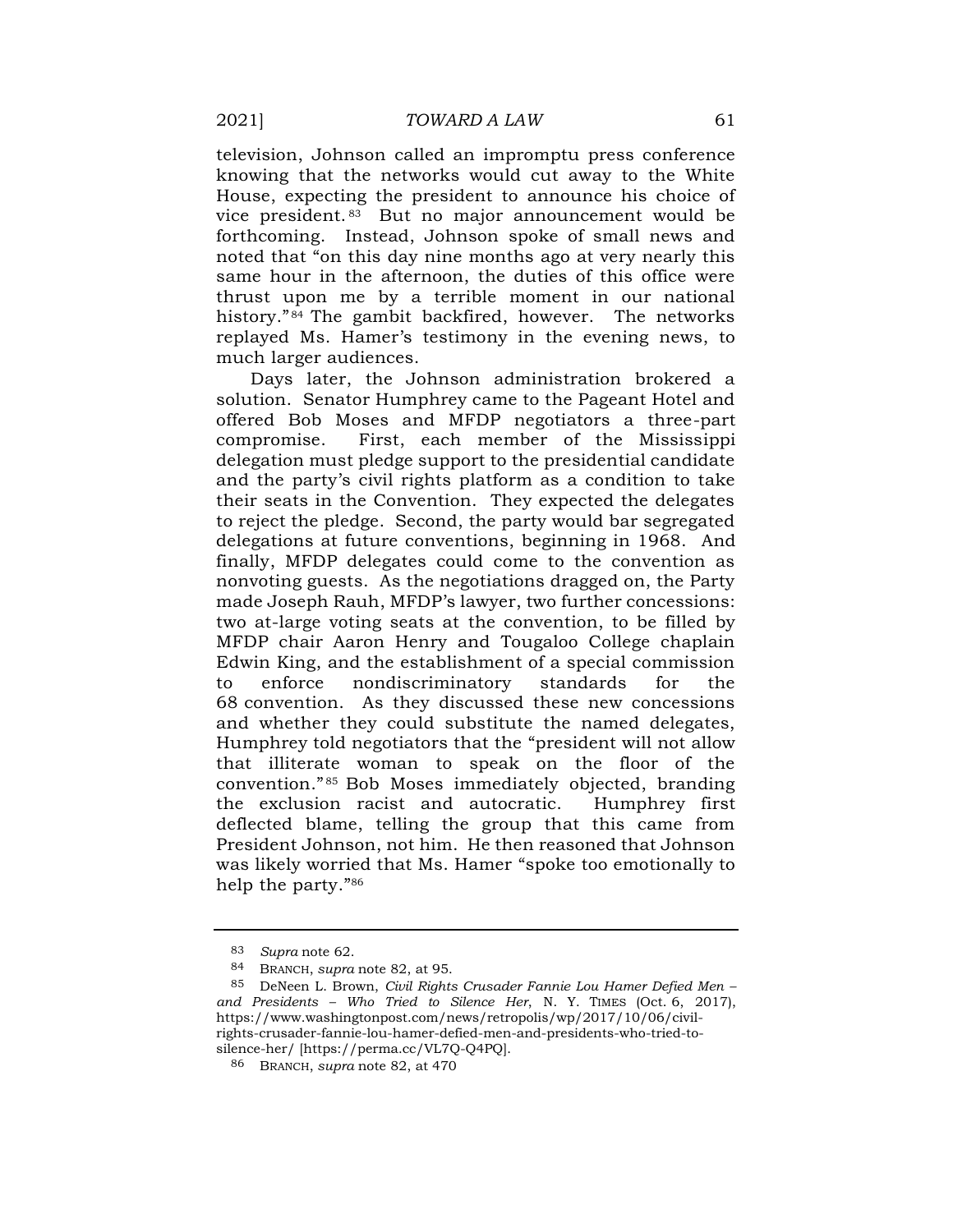television, Johnson called an impromptu press conference knowing that the networks would cut away to the White House, expecting the president to announce his choice of vice president.[83] But no major announcement would be forthcoming. Instead, Johnson spoke of small news and noted that "on this day nine months ago at very nearly this same hour in the afternoon, the duties of this office were thrust upon me by a terrible moment in our national history."[84] The gambit backfired, however. The networks replayed Ms. Hamer's testimony in the evening news, to much larger audiences.

Days later, the Johnson administration brokered a solution. Senator Humphrey came to the Pageant Hotel and offered Bob Moses and MFDP negotiators a three-part compromise. First, each member of the Mississippi delegation must pledge support to the presidential candidate and the party's civil rights platform as a condition to take their seats in the Convention. They expected the delegates to reject the pledge. Second, the party would bar segregated delegations at future conventions, beginning in 1968. And finally, MFDP delegates could come to the convention as nonvoting guests. As the negotiations dragged on, the Party made Joseph Rauh, MFDP's lawyer, two further concessions: two at-large voting seats at the convention, to be filled by MFDP chair Aaron Henry and Tougaloo College chaplain Edwin King, and the establishment of a special commission to enforce nondiscriminatory standards for the 68 convention. As they discussed these new concessions and whether they could substitute the named delegates, Humphrey told negotiators that the "president will not allow that illiterate woman to speak on the floor of the convention."[85] Bob Moses immediately objected, branding the exclusion racist and autocratic. Humphrey first deflected blame, telling the group that this came from President Johnson, not him. He then reasoned that Johnson was likely worried that Ms. Hamer "spoke too emotionally to help the party."[86]

---

83 *Supra* note 62.

84 BRANCH, *supra* note 82, at 95.

85 DeNeen L. Brown, *Civil Rights Crusader Fannie Lou Hamer Defied Men – and Presidents – Who Tried to Silence Her*, N. Y. TIMES (Oct. 6, 2017), https://www.washingtonpost.com/news/retropolis/wp/2017/10/06/civil-rights-crusader-fannie-lou-hamer-defied-men-and-presidents-who-tried-to-silence-her/ [https://perma.cc/VL7Q-Q4PQ].

86 BRANCH, *supra* note 82, at 470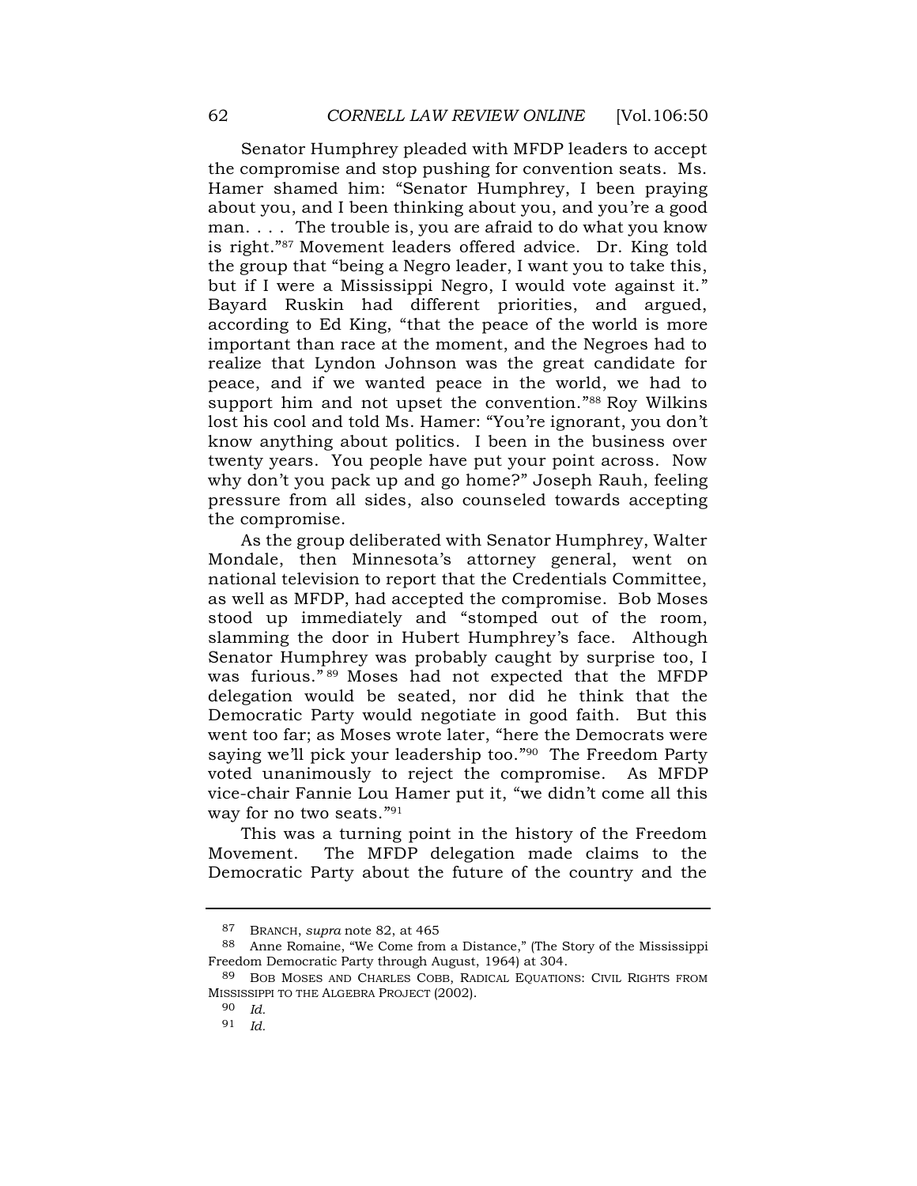Senator Humphrey pleaded with MFDP leaders to accept the compromise and stop pushing for convention seats. Ms. Hamer shamed him: "Senator Humphrey, I been praying about you, and I been thinking about you, and you're a good man. . . . The trouble is, you are afraid to do what you know is right."[87] Movement leaders offered advice. Dr. King told the group that "being a Negro leader, I want you to take this, but if I were a Mississippi Negro, I would vote against it." Bayard Ruskin had different priorities, and argued, according to Ed King, "that the peace of the world is more important than race at the moment, and the Negroes had to realize that Lyndon Johnson was the great candidate for peace, and if we wanted peace in the world, we had to support him and not upset the convention."[88] Roy Wilkins lost his cool and told Ms. Hamer: "You're ignorant, you don't know anything about politics. I been in the business over twenty years. You people have put your point across. Now why don't you pack up and go home?" Joseph Rauh, feeling pressure from all sides, also counseled towards accepting the compromise.

As the group deliberated with Senator Humphrey, Walter Mondale, then Minnesota's attorney general, went on national television to report that the Credentials Committee, as well as MFDP, had accepted the compromise. Bob Moses stood up immediately and "stomped out of the room, slamming the door in Hubert Humphrey's face. Although Senator Humphrey was probably caught by surprise too, I was furious."[89] Moses had not expected that the MFDP delegation would be seated, nor did he think that the Democratic Party would negotiate in good faith. But this went too far; as Moses wrote later, "here the Democrats were saying we'll pick your leadership too."[90] The Freedom Party voted unanimously to reject the compromise. As MFDP vice-chair Fannie Lou Hamer put it, "we didn't come all this way for no two seats."[91]

This was a turning point in the history of the Freedom Movement. The MFDP delegation made claims to the Democratic Party about the future of the country and the

---

87 BRANCH, *supra* note 82, at 465

88 Anne Romaine, "We Come from a Distance," (The Story of the Mississippi Freedom Democratic Party through August, 1964) at 304.

89 BOB MOSES AND CHARLES COBB, RADICAL EQUATIONS: CIVIL RIGHTS FROM MISSISSIPPI TO THE ALGEBRA PROJECT (2002).

90 *Id.*

91 *Id.*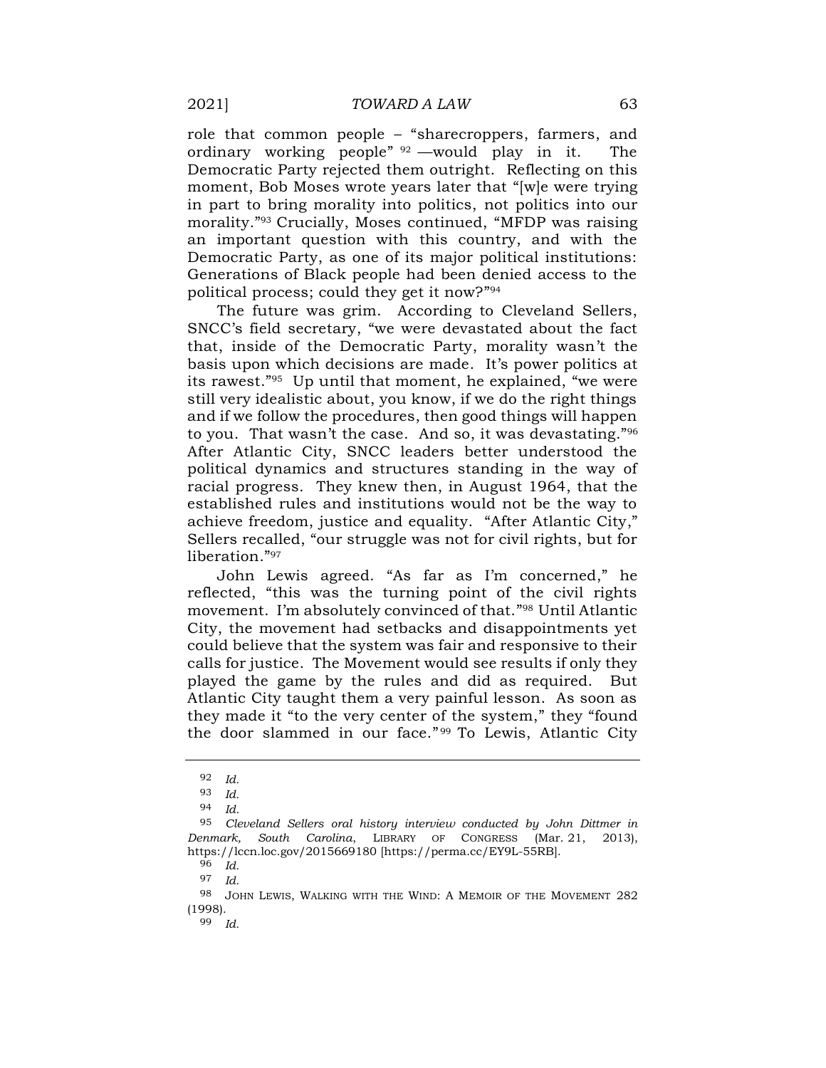role that common people – "sharecroppers, farmers, and ordinary working people" [92] —would play in it. The Democratic Party rejected them outright. Reflecting on this moment, Bob Moses wrote years later that "[w]e were trying in part to bring morality into politics, not politics into our morality."[93] Crucially, Moses continued, "MFDP was raising an important question with this country, and with the Democratic Party, as one of its major political institutions: Generations of Black people had been denied access to the political process; could they get it now?"[94]

The future was grim. According to Cleveland Sellers, SNCC's field secretary, "we were devastated about the fact that, inside of the Democratic Party, morality wasn't the basis upon which decisions are made. It's power politics at its rawest."[95] Up until that moment, he explained, "we were still very idealistic about, you know, if we do the right things and if we follow the procedures, then good things will happen to you. That wasn't the case. And so, it was devastating."[96] After Atlantic City, SNCC leaders better understood the political dynamics and structures standing in the way of racial progress. They knew then, in August 1964, that the established rules and institutions would not be the way to achieve freedom, justice and equality. "After Atlantic City," Sellers recalled, "our struggle was not for civil rights, but for liberation."[97]

John Lewis agreed. "As far as I'm concerned," he reflected, "this was the turning point of the civil rights movement. I'm absolutely convinced of that."[98] Until Atlantic City, the movement had setbacks and disappointments yet could believe that the system was fair and responsive to their calls for justice. The Movement would see results if only they played the game by the rules and did as required. But Atlantic City taught them a very painful lesson. As soon as they made it "to the very center of the system," they "found the door slammed in our face."[99] To Lewis, Atlantic City

---

[92] *Id.*

[93] *Id.*

[94] *Id.*

[95] *Cleveland Sellers oral history interview conducted by John Dittmer in Denmark, South Carolina*, LIBRARY OF CONGRESS (Mar. 21, 2013), https://lccn.loc.gov/2015669180 [https://perma.cc/EY9L-55RB].

[96] *Id.*

[97] *Id.*

[98] JOHN LEWIS, WALKING WITH THE WIND: A MEMOIR OF THE MOVEMENT 282 (1998).

[99] *Id.*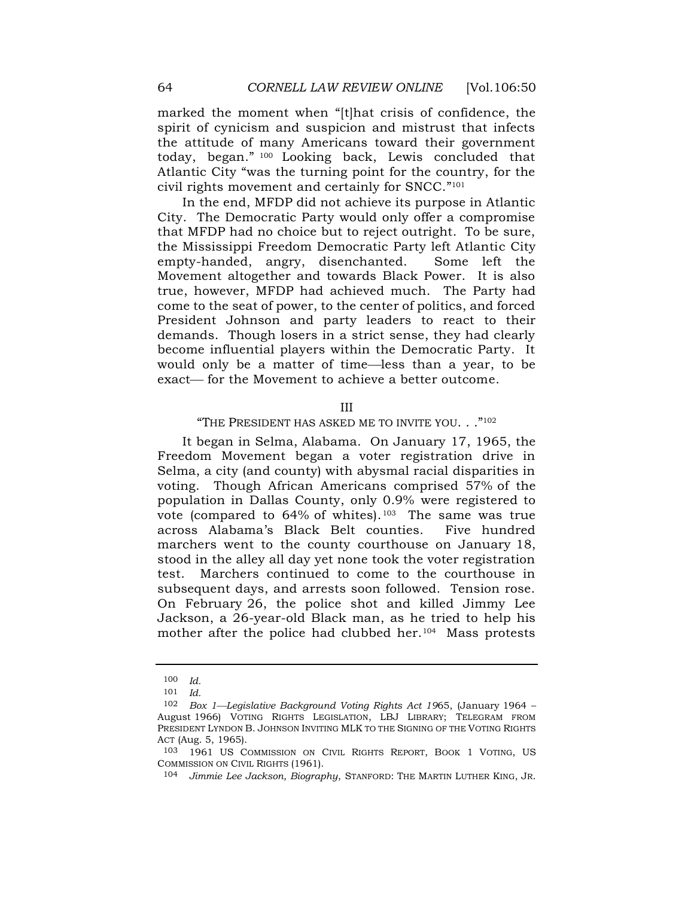marked the moment when "[t]hat crisis of confidence, the spirit of cynicism and suspicion and mistrust that infects the attitude of many Americans toward their government today, began." [100] Looking back, Lewis concluded that Atlantic City "was the turning point for the country, for the civil rights movement and certainly for SNCC."[101]

In the end, MFDP did not achieve its purpose in Atlantic City. The Democratic Party would only offer a compromise that MFDP had no choice but to reject outright. To be sure, the Mississippi Freedom Democratic Party left Atlantic City empty-handed, angry, disenchanted. Some left the Movement altogether and towards Black Power. It is also true, however, MFDP had achieved much. The Party had come to the seat of power, to the center of politics, and forced President Johnson and party leaders to react to their demands. Though losers in a strict sense, they had clearly become influential players within the Democratic Party. It would only be a matter of time—less than a year, to be exact— for the Movement to achieve a better outcome.

## III

## "THE PRESIDENT HAS ASKED ME TO INVITE YOU. . ."[102]

It began in Selma, Alabama. On January 17, 1965, the Freedom Movement began a voter registration drive in Selma, a city (and county) with abysmal racial disparities in voting. Though African Americans comprised 57% of the population in Dallas County, only 0.9% were registered to vote (compared to 64% of whites).[103] The same was true across Alabama's Black Belt counties. Five hundred marchers went to the county courthouse on January 18, stood in the alley all day yet none took the voter registration test. Marchers continued to come to the courthouse in subsequent days, and arrests soon followed. Tension rose. On February 26, the police shot and killed Jimmy Lee Jackson, a 26-year-old Black man, as he tried to help his mother after the police had clubbed her.[104] Mass protests

---

[100] *Id.*

[101] *Id.*

[102] *Box 1—Legislative Background Voting Rights Act 19*65, (January 1964 – August 1966) VOTING RIGHTS LEGISLATION, LBJ LIBRARY; TELEGRAM FROM PRESIDENT LYNDON B. JOHNSON INVITING MLK TO THE SIGNING OF THE VOTING RIGHTS ACT (Aug. 5, 1965).

[103] 1961 US COMMISSION ON CIVIL RIGHTS REPORT, BOOK 1 VOTING, US COMMISSION ON CIVIL RIGHTS (1961).

[104] *Jimmie Lee Jackson, Biography*, STANFORD: THE MARTIN LUTHER KING, JR.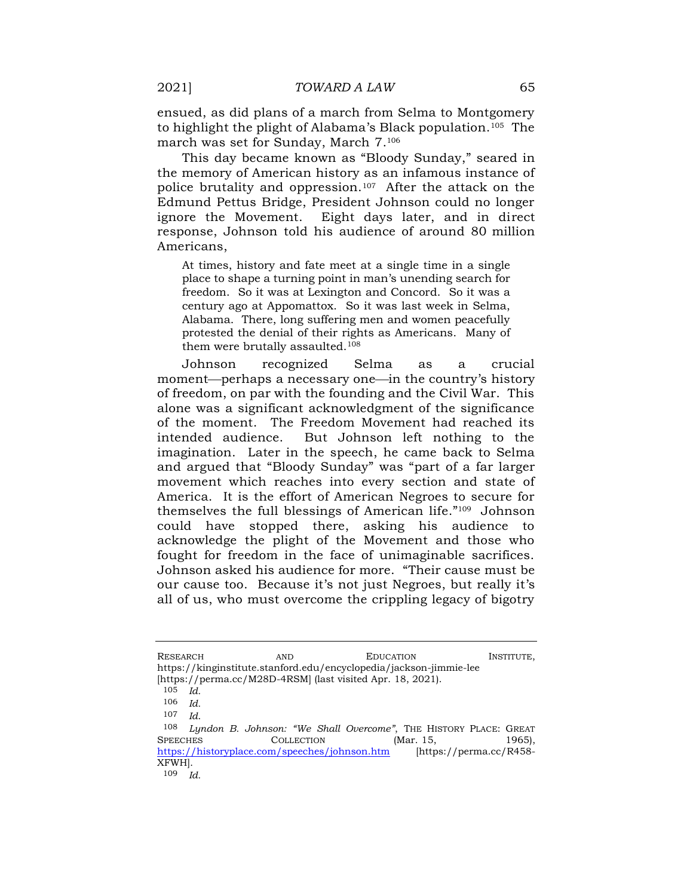ensued, as did plans of a march from Selma to Montgomery to highlight the plight of Alabama's Black population.[105] The march was set for Sunday, March 7.[106]

This day became known as "Bloody Sunday," seared in the memory of American history as an infamous instance of police brutality and oppression.[107] After the attack on the Edmund Pettus Bridge, President Johnson could no longer ignore the Movement. Eight days later, and in direct response, Johnson told his audience of around 80 million Americans,

> At times, history and fate meet at a single time in a single place to shape a turning point in man's unending search for freedom. So it was at Lexington and Concord. So it was a century ago at Appomattox. So it was last week in Selma, Alabama. There, long suffering men and women peacefully protested the denial of their rights as Americans. Many of them were brutally assaulted.[108]

Johnson recognized Selma as a crucial moment—perhaps a necessary one—in the country's history of freedom, on par with the founding and the Civil War. This alone was a significant acknowledgment of the significance of the moment. The Freedom Movement had reached its intended audience. But Johnson left nothing to the imagination. Later in the speech, he came back to Selma and argued that "Bloody Sunday" was "part of a far larger movement which reaches into every section and state of America. It is the effort of American Negroes to secure for themselves the full blessings of American life."[109] Johnson could have stopped there, asking his audience to acknowledge the plight of the Movement and those who fought for freedom in the face of unimaginable sacrifices. Johnson asked his audience for more. "Their cause must be our cause too. Because it's not just Negroes, but really it's all of us, who must overcome the crippling legacy of bigotry

---

RESEARCH AND EDUCATION INSTITUTE, https://kinginstitute.stanford.edu/encyclopedia/jackson-jimmie-lee [https://perma.cc/M28D-4RSM] (last visited Apr. 18, 2021).

105 *Id.*

106 *Id.*

107 *Id.*

108 *Lyndon B. Johnson: "We Shall Overcome"*, THE HISTORY PLACE: GREAT SPEECHES COLLECTION (Mar. 15, 1965), https://historyplace.com/speeches/johnson.htm [https://perma.cc/R458-XFWH].

109 *Id.*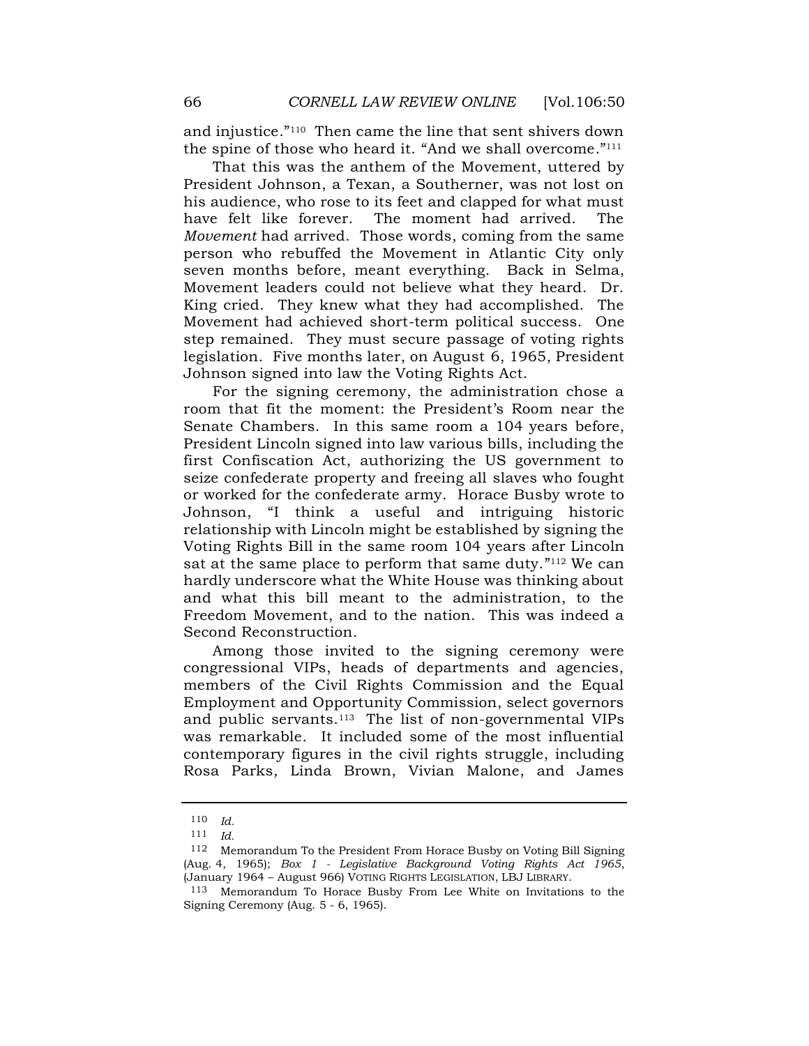and injustice."[110] Then came the line that sent shivers down the spine of those who heard it. "And we shall overcome."[111]

That this was the anthem of the Movement, uttered by President Johnson, a Texan, a Southerner, was not lost on his audience, who rose to its feet and clapped for what must have felt like forever. The moment had arrived. The *Movement* had arrived. Those words, coming from the same person who rebuffed the Movement in Atlantic City only seven months before, meant everything. Back in Selma, Movement leaders could not believe what they heard. Dr. King cried. They knew what they had accomplished. The Movement had achieved short-term political success. One step remained. They must secure passage of voting rights legislation. Five months later, on August 6, 1965, President Johnson signed into law the Voting Rights Act.

For the signing ceremony, the administration chose a room that fit the moment: the President's Room near the Senate Chambers. In this same room a 104 years before, President Lincoln signed into law various bills, including the first Confiscation Act, authorizing the US government to seize confederate property and freeing all slaves who fought or worked for the confederate army. Horace Busby wrote to Johnson, "I think a useful and intriguing historic relationship with Lincoln might be established by signing the Voting Rights Bill in the same room 104 years after Lincoln sat at the same place to perform that same duty."[112] We can hardly underscore what the White House was thinking about and what this bill meant to the administration, to the Freedom Movement, and to the nation. This was indeed a Second Reconstruction.

Among those invited to the signing ceremony were congressional VIPs, heads of departments and agencies, members of the Civil Rights Commission and the Equal Employment and Opportunity Commission, select governors and public servants.[113] The list of non-governmental VIPs was remarkable. It included some of the most influential contemporary figures in the civil rights struggle, including Rosa Parks, Linda Brown, Vivian Malone, and James

---

[110] *Id.*

[111] *Id.*

[112] Memorandum To the President From Horace Busby on Voting Bill Signing (Aug. 4, 1965); *Box 1 - Legislative Background Voting Rights Act 1965*, (January 1964 – August 966) VOTING RIGHTS LEGISLATION, LBJ LIBRARY.

[113] Memorandum To Horace Busby From Lee White on Invitations to the Signing Ceremony (Aug. 5 - 6, 1965).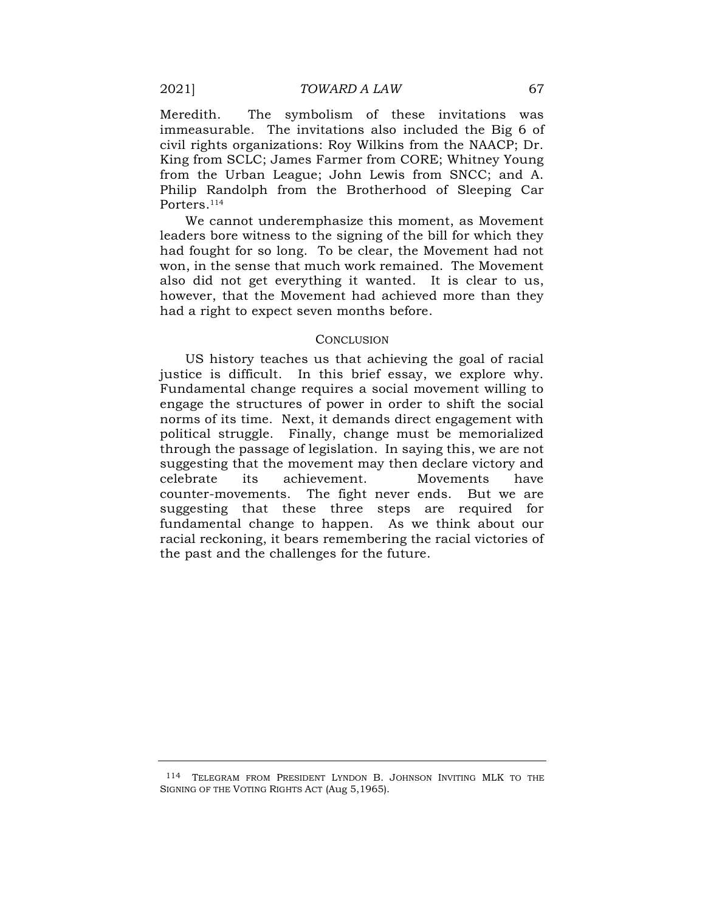Meredith. The symbolism of these invitations was immeasurable. The invitations also included the Big 6 of civil rights organizations: Roy Wilkins from the NAACP; Dr. King from SCLC; James Farmer from CORE; Whitney Young from the Urban League; John Lewis from SNCC; and A. Philip Randolph from the Brotherhood of Sleeping Car Porters.[114]

We cannot underemphasize this moment, as Movement leaders bore witness to the signing of the bill for which they had fought for so long. To be clear, the Movement had not won, in the sense that much work remained. The Movement also did not get everything it wanted. It is clear to us, however, that the Movement had achieved more than they had a right to expect seven months before.

## CONCLUSION

US history teaches us that achieving the goal of racial justice is difficult. In this brief essay, we explore why. Fundamental change requires a social movement willing to engage the structures of power in order to shift the social norms of its time. Next, it demands direct engagement with political struggle. Finally, change must be memorialized through the passage of legislation. In saying this, we are not suggesting that the movement may then declare victory and celebrate its achievement. Movements have counter-movements. The fight never ends. But we are suggesting that these three steps are required for fundamental change to happen. As we think about our racial reckoning, it bears remembering the racial victories of the past and the challenges for the future.

---

[114] TELEGRAM FROM PRESIDENT LYNDON B. JOHNSON INVITING MLK TO THE SIGNING OF THE VOTING RIGHTS ACT (Aug 5,1965).